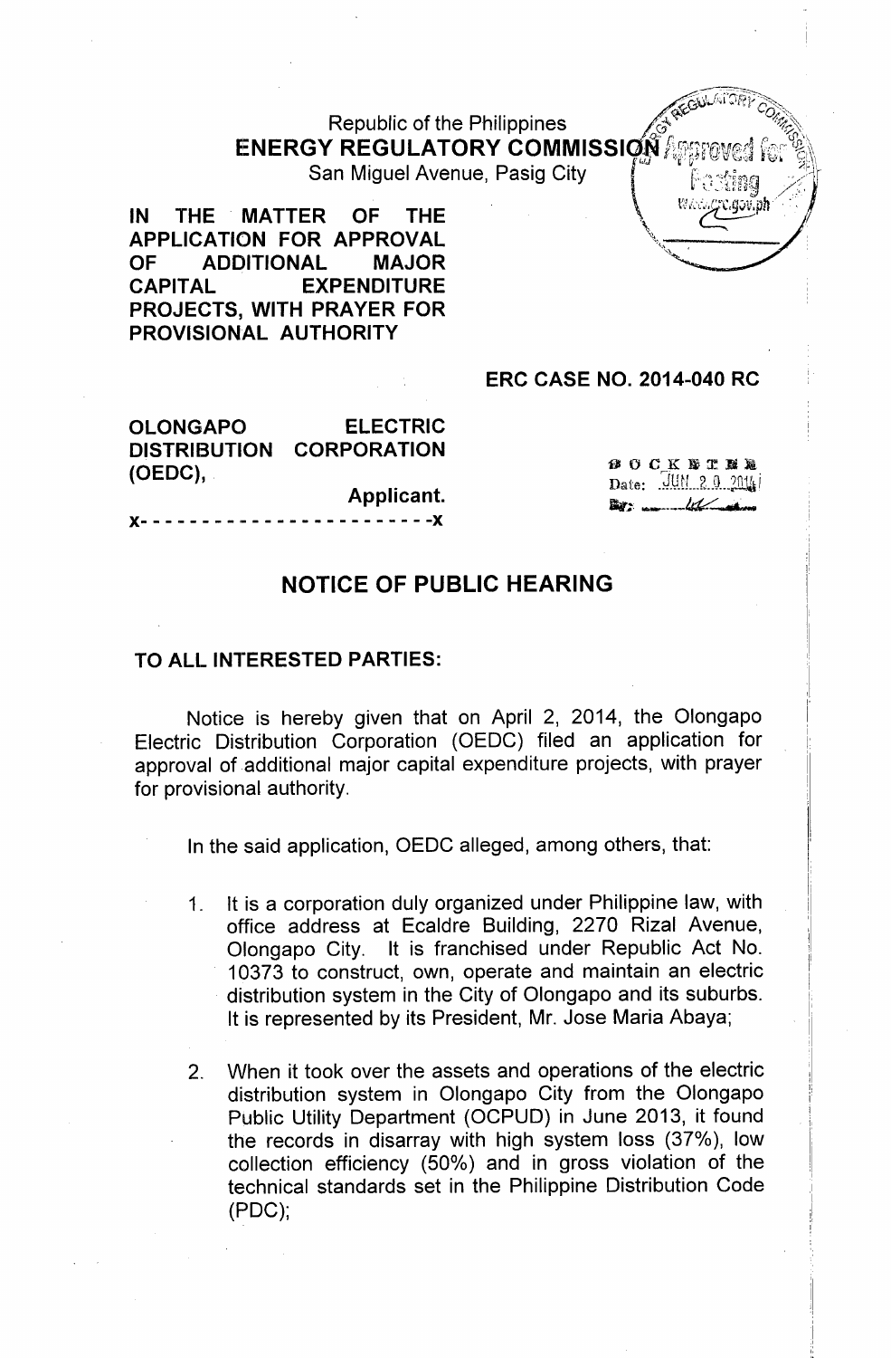Republic of the Philippines
**ENERGY REGULATORY COMMISSION**
San Miguel Avenue, Pasig City

**IN THE MATTER OF THE APPLICATION FOR APPROVAL OF ADDITIONAL MAJOR CAPITAL EXPENDITURE PROJECTS, WITH PRAYER FOR PROVISIONAL AUTHORITY**

**ERC CASE NO. 2014-040 RC**

**OLONGAPO ELECTRIC DISTRIBUTION CORPORATION (OEDC),**
**Applicant.**
x- - - - - - - - - - - - - - - - - - - - - - - -x

DOCKETED
Date: JUN 20 2014

## NOTICE OF PUBLIC HEARING

**TO ALL INTERESTED PARTIES:**

Notice is hereby given that on April 2, 2014, the Olongapo Electric Distribution Corporation (OEDC) filed an application for approval of additional major capital expenditure projects, with prayer for provisional authority.

In the said application, OEDC alleged, among others, that:

1. It is a corporation duly organized under Philippine law, with office address at Ecaldre Building, 2270 Rizal Avenue, Olongapo City. It is franchised under Republic Act No. 10373 to construct, own, operate and maintain an electric distribution system in the City of Olongapo and its suburbs. It is represented by its President, Mr. Jose Maria Abaya;

2. When it took over the assets and operations of the electric distribution system in Olongapo City from the Olongapo Public Utility Department (OCPUD) in June 2013, it found the records in disarray with high system loss (37%), low collection efficiency (50%) and in gross violation of the technical standards set in the Philippine Distribution Code (PDC);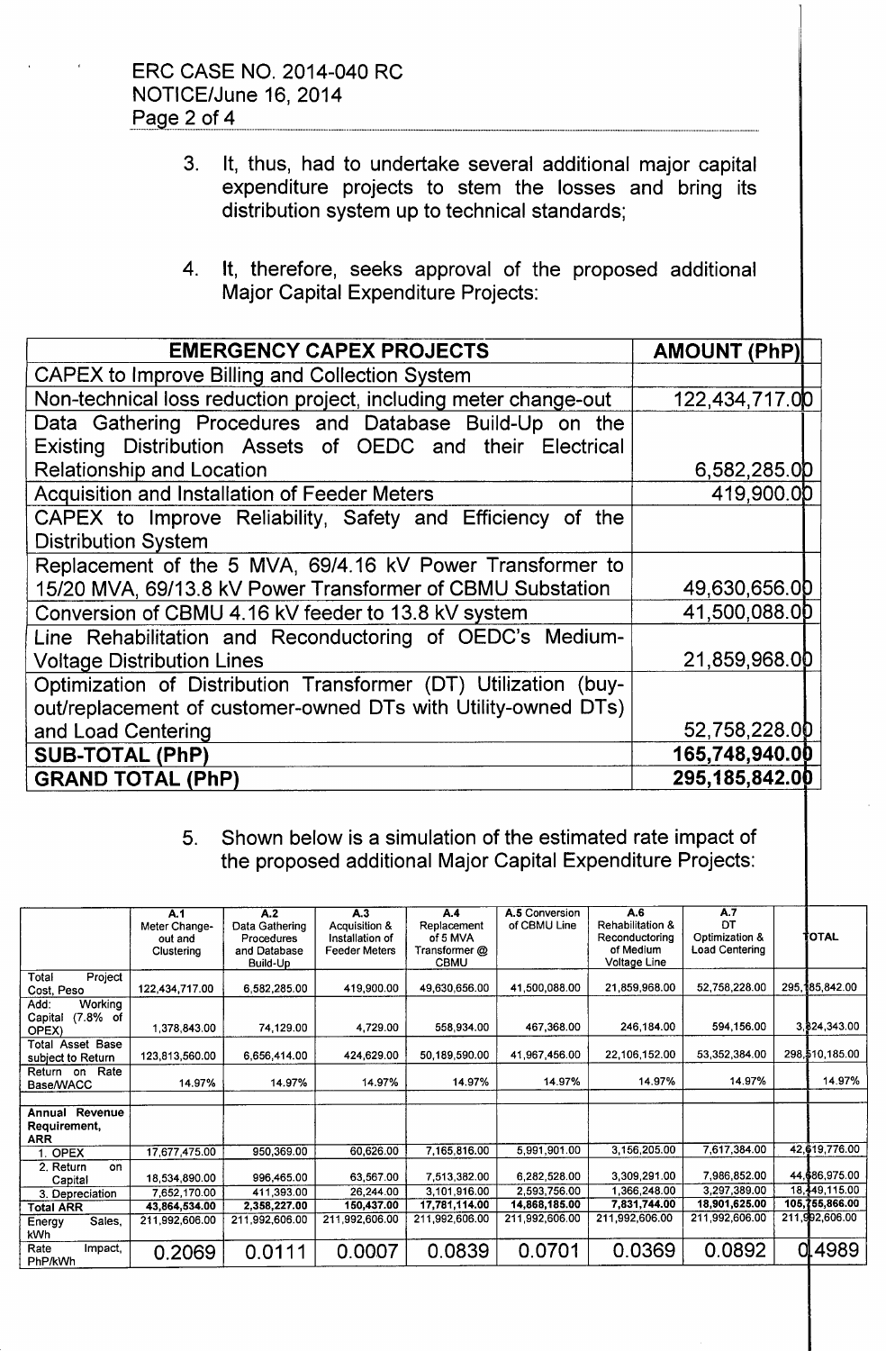3. It, thus, had to undertake several additional major capital expenditure projects to stem the losses and bring its distribution system up to technical standards;

4. It, therefore, seeks approval of the proposed additional Major Capital Expenditure Projects:

| EMERGENCY CAPEX PROJECTS | AMOUNT (PhP) |
|---|---|
| CAPEX to Improve Billing and Collection System | |
| Non-technical loss reduction project, including meter change-out | 122,434,717.00 |
| Data Gathering Procedures and Database Build-Up on the Existing Distribution Assets of OEDC and their Electrical Relationship and Location | 6,582,285.00 |
| Acquisition and Installation of Feeder Meters | 419,900.00 |
| CAPEX to Improve Reliability, Safety and Efficiency of the Distribution System | |
| Replacement of the 5 MVA, 69/4.16 kV Power Transformer to 15/20 MVA, 69/13.8 kV Power Transformer of CBMU Substation | 49,630,656.00 |
| Conversion of CBMU 4.16 kV feeder to 13.8 kV system | 41,500,088.00 |
| Line Rehabilitation and Reconductoring of OEDC's Medium-Voltage Distribution Lines | 21,859,968.00 |
| Optimization of Distribution Transformer (DT) Utilization (buy-out/replacement of customer-owned DTs with Utility-owned DTs) and Load Centering | 52,758,228.00 |
| **SUB-TOTAL (PhP)** | **165,748,940.00** |
| **GRAND TOTAL (PhP)** | **295,185,842.00** |

5. Shown below is a simulation of the estimated rate impact of the proposed additional Major Capital Expenditure Projects:

| | A.1 Meter Change-out and Clustering | A.2 Data Gathering Procedures and Database Build-Up | A.3 Acquisition & Installation of Feeder Meters | A.4 Replacement of 5 MVA Transformer @ CBMU | A.5 Conversion of CBMU Line | A.6 Rehabilitation & Reconductoring of Medium Voltage Line | A.7 DT Optimization & Load Centering | TOTAL |
|---|---|---|---|---|---|---|---|---|
| Total Project Cost, Peso | 122,434,717.00 | 6,582,285.00 | 419,900.00 | 49,630,656.00 | 41,500,088.00 | 21,859,968.00 | 52,758,228.00 | 295,185,842.00 |
| Add: Working Capital (7.8% of OPEX) | 1,378,843.00 | 74,129.00 | 4,729.00 | 558,934.00 | 467,368.00 | 246,184.00 | 594,156.00 | 3,324,343.00 |
| Total Asset Base subject to Return | 123,813,560.00 | 6,656,414.00 | 424,629.00 | 50,189,590.00 | 41,967,456.00 | 22,106,152.00 | 53,352,384.00 | 298,510,185.00 |
| Return on Rate Base/WACC | 14.97% | 14.97% | 14.97% | 14.97% | 14.97% | 14.97% | 14.97% | 14.97% |
| | | | | | | | | |
| Annual Revenue Requirement, ARR | | | | | | | | |
| 1. OPEX | 17,677,475.00 | 950,369.00 | 60,626.00 | 7,165,816.00 | 5,991,901.00 | 3,156,205.00 | 7,617,384.00 | 42,619,776.00 |
| 2. Return on Capital | 18,534,890.00 | 996,465.00 | 63,567.00 | 7,513,382.00 | 6,282,528.00 | 3,309,291.00 | 7,986,852.00 | 44,686,975.00 |
| 3. Depreciation | 7,652,170.00 | 411,393.00 | 26,244.00 | 3,101,916.00 | 2,593,756.00 | 1,366,248.00 | 3,297,389.00 | 18,449,115.00 |
| **Total ARR** | **43,864,534.00** | **2,358,227.00** | **150,437.00** | **17,781,114.00** | **14,868,185.00** | **7,831,744.00** | **18,901,625.00** | **105,755,866.00** |
| Energy Sales, kWh | 211,992,606.00 | 211,992,606.00 | 211,992,606.00 | 211,992,606.00 | 211,992,606.00 | 211,992,606.00 | 211,992,606.00 | 211,992,606.00 |
| Rate Impact, PhP/kWh | 0.2069 | 0.0111 | 0.0007 | 0.0839 | 0.0701 | 0.0369 | 0.0892 | 0.4989 |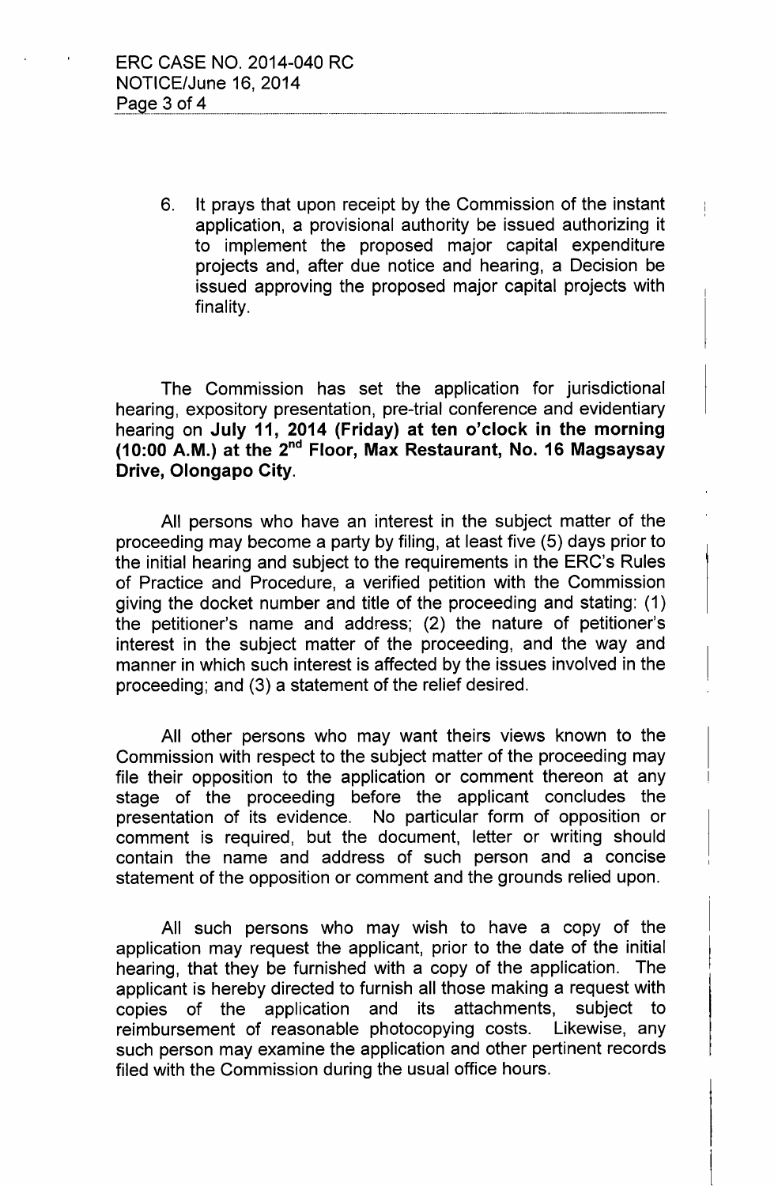6. It prays that upon receipt by the Commission of the instant application, a provisional authority be issued authorizing it to implement the proposed major capital expenditure projects and, after due notice and hearing, a Decision be issued approving the proposed major capital projects with finality.

The Commission has set the application for jurisdictional hearing, expository presentation, pre-trial conference and evidentiary hearing on **July 11, 2014 (Friday) at ten o'clock in the morning (10:00 A.M.) at the 2nd Floor, Max Restaurant, No. 16 Magsaysay Drive, Olongapo City**.

All persons who have an interest in the subject matter of the proceeding may become a party by filing, at least five (5) days prior to the initial hearing and subject to the requirements in the ERC's Rules of Practice and Procedure, a verified petition with the Commission giving the docket number and title of the proceeding and stating: (1) the petitioner's name and address; (2) the nature of petitioner's interest in the subject matter of the proceeding, and the way and manner in which such interest is affected by the issues involved in the proceeding; and (3) a statement of the relief desired.

All other persons who may want theirs views known to the Commission with respect to the subject matter of the proceeding may file their opposition to the application or comment thereon at any stage of the proceeding before the applicant concludes the presentation of its evidence. No particular form of opposition or comment is required, but the document, letter or writing should contain the name and address of such person and a concise statement of the opposition or comment and the grounds relied upon.

All such persons who may wish to have a copy of the application may request the applicant, prior to the date of the initial hearing, that they be furnished with a copy of the application. The applicant is hereby directed to furnish all those making a request with copies of the application and its attachments, subject to reimbursement of reasonable photocopying costs. Likewise, any such person may examine the application and other pertinent records filed with the Commission during the usual office hours.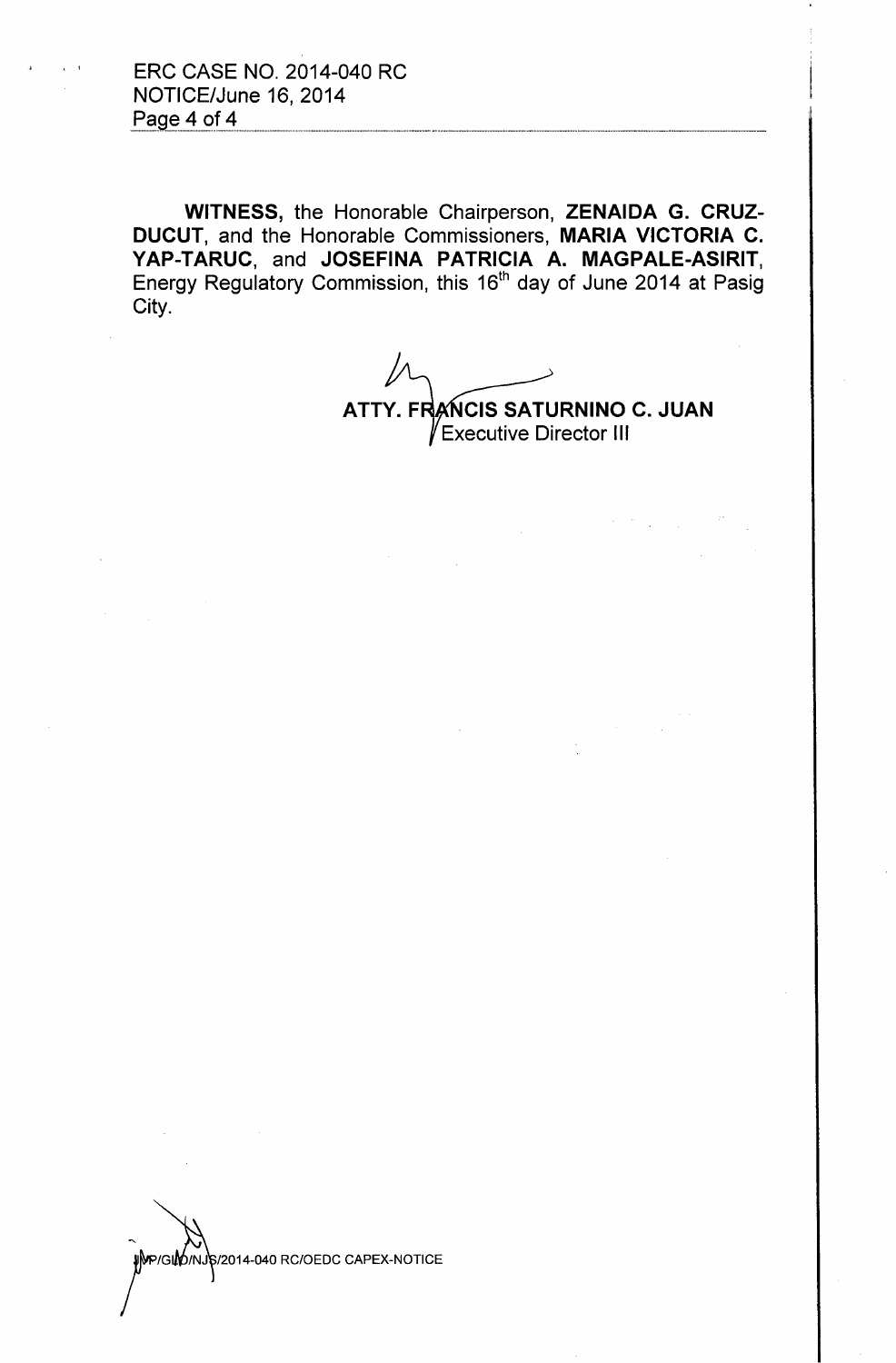**WITNESS,** the Honorable Chairperson, **ZENAIDA G. CRUZ-DUCUT**, and the Honorable Commissioners, **MARIA VICTORIA C. YAP-TARUC**, and **JOSEFINA PATRICIA A. MAGPALE-ASIRIT**, Energy Regulatory Commission, this 16th day of June 2014 at Pasig City.

**ATTY. FRANCIS SATURNINO C. JUAN**
Executive Director III

JMP/GLD/NJS/2014-040 RC/OEDC CAPEX-NOTICE